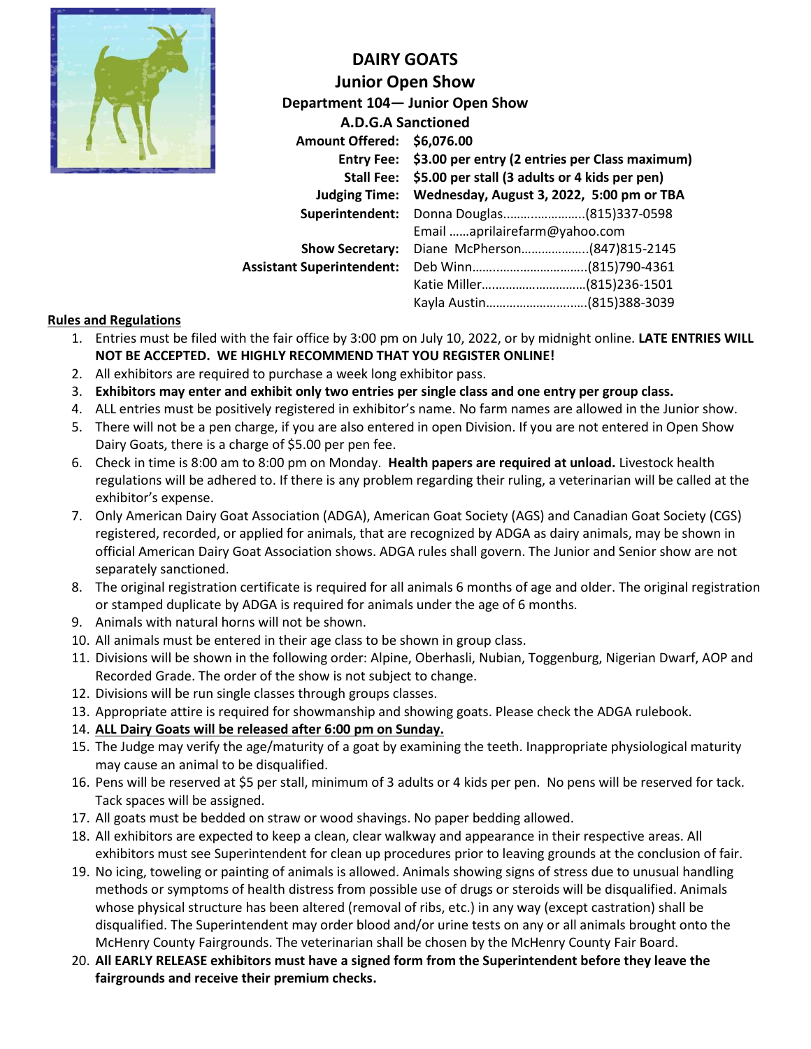# DAIRY GOATS

## Junior Open Show

### Department 104— Junior Open Show

### A.D.G.A Sanctioned

**Amount Offered:** **$6,076.00**

**Entry Fee:** **$3.00 per entry (2 entries per Class maximum)**

**Stall Fee:** **$5.00 per stall (3 adults or 4 kids per pen)**

**Judging Time:** **Wednesday, August 3, 2022, 5:00 pm or TBA**

**Superintendent:** Donna Douglas……..……………(815)337-0598
Email ……aprilairefarm@yahoo.com

**Show Secretary:** Diane McPherson………………..(847)815-2145

**Assistant Superintendent:** Deb Winn……..………………………..(815)790-4361
Katie Miller…..……………………(815)236-1501
Kayla Austin……………………..….(815)388-3039

**Rules and Regulations**

1. Entries must be filed with the fair office by 3:00 pm on July 10, 2022, or by midnight online. **LATE ENTRIES WILL NOT BE ACCEPTED. WE HIGHLY RECOMMEND THAT YOU REGISTER ONLINE!**
2. All exhibitors are required to purchase a week long exhibitor pass.
3. **Exhibitors may enter and exhibit only two entries per single class and one entry per group class.**
4. ALL entries must be positively registered in exhibitor's name. No farm names are allowed in the Junior show.
5. There will not be a pen charge, if you are also entered in open Division. If you are not entered in Open Show Dairy Goats, there is a charge of $5.00 per pen fee.
6. Check in time is 8:00 am to 8:00 pm on Monday. **Health papers are required at unload.** Livestock health regulations will be adhered to. If there is any problem regarding their ruling, a veterinarian will be called at the exhibitor's expense.
7. Only American Dairy Goat Association (ADGA), American Goat Society (AGS) and Canadian Goat Society (CGS) registered, recorded, or applied for animals, that are recognized by ADGA as dairy animals, may be shown in official American Dairy Goat Association shows. ADGA rules shall govern. The Junior and Senior show are not separately sanctioned.
8. The original registration certificate is required for all animals 6 months of age and older. The original registration or stamped duplicate by ADGA is required for animals under the age of 6 months.
9. Animals with natural horns will not be shown.
10. All animals must be entered in their age class to be shown in group class.
11. Divisions will be shown in the following order: Alpine, Oberhasli, Nubian, Toggenburg, Nigerian Dwarf, AOP and Recorded Grade. The order of the show is not subject to change.
12. Divisions will be run single classes through groups classes.
13. Appropriate attire is required for showmanship and showing goats. Please check the ADGA rulebook.
14. **ALL Dairy Goats will be released after 6:00 pm on Sunday.**
15. The Judge may verify the age/maturity of a goat by examining the teeth. Inappropriate physiological maturity may cause an animal to be disqualified.
16. Pens will be reserved at $5 per stall, minimum of 3 adults or 4 kids per pen. No pens will be reserved for tack. Tack spaces will be assigned.
17. All goats must be bedded on straw or wood shavings. No paper bedding allowed.
18. All exhibitors are expected to keep a clean, clear walkway and appearance in their respective areas. All exhibitors must see Superintendent for clean up procedures prior to leaving grounds at the conclusion of fair.
19. No icing, toweling or painting of animals is allowed. Animals showing signs of stress due to unusual handling methods or symptoms of health distress from possible use of drugs or steroids will be disqualified. Animals whose physical structure has been altered (removal of ribs, etc.) in any way (except castration) shall be disqualified. The Superintendent may order blood and/or urine tests on any or all animals brought onto the McHenry County Fairgrounds. The veterinarian shall be chosen by the McHenry County Fair Board.
20. **All EARLY RELEASE exhibitors must have a signed form from the Superintendent before they leave the fairgrounds and receive their premium checks.**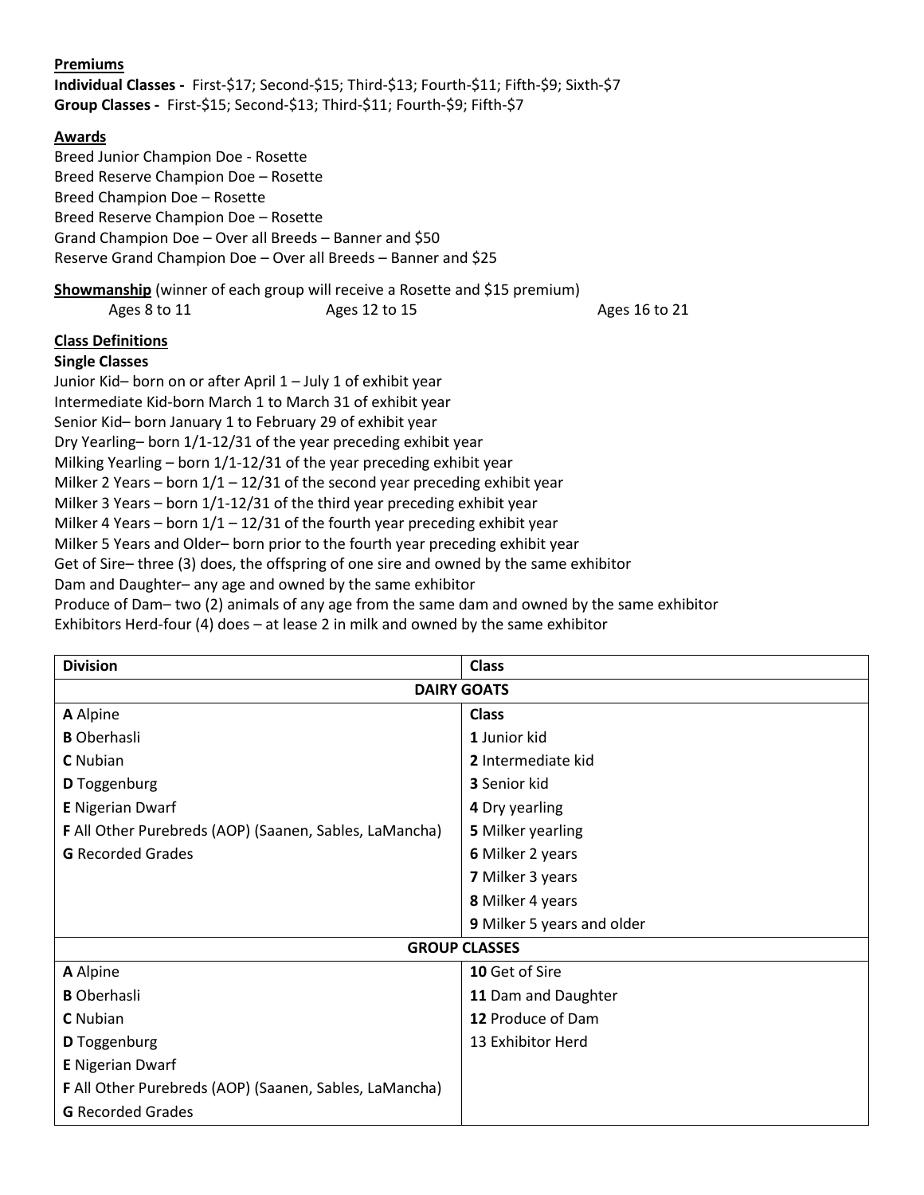**Premiums**

**Individual Classes -** First-$17; Second-$15; Third-$13; Fourth-$11; Fifth-$9; Sixth-$7
**Group Classes -** First-$15; Second-$13; Third-$11; Fourth-$9; Fifth-$7

**Awards**

Breed Junior Champion Doe - Rosette
Breed Reserve Champion Doe – Rosette
Breed Champion Doe – Rosette
Breed Reserve Champion Doe – Rosette
Grand Champion Doe – Over all Breeds – Banner and $50
Reserve Grand Champion Doe – Over all Breeds – Banner and $25

**Showmanship** (winner of each group will receive a Rosette and $15 premium)

Ages 8 to 11 | Ages 12 to 15 | Ages 16 to 21

**Class Definitions**

**Single Classes**

Junior Kid– born on or after April 1 – July 1 of exhibit year
Intermediate Kid-born March 1 to March 31 of exhibit year
Senior Kid– born January 1 to February 29 of exhibit year
Dry Yearling– born 1/1-12/31 of the year preceding exhibit year
Milking Yearling – born 1/1-12/31 of the year preceding exhibit year
Milker 2 Years – born 1/1 – 12/31 of the second year preceding exhibit year
Milker 3 Years – born 1/1-12/31 of the third year preceding exhibit year
Milker 4 Years – born 1/1 – 12/31 of the fourth year preceding exhibit year
Milker 5 Years and Older– born prior to the fourth year preceding exhibit year
Get of Sire– three (3) does, the offspring of one sire and owned by the same exhibitor
Dam and Daughter– any age and owned by the same exhibitor
Produce of Dam– two (2) animals of any age from the same dam and owned by the same exhibitor
Exhibitors Herd-four (4) does – at lease 2 in milk and owned by the same exhibitor

| **Division** | **Class** |
|---|---|
| **DAIRY GOATS** | |
| **A** Alpine | **Class** |
| **B** Oberhasli | **1** Junior kid |
| **C** Nubian | **2** Intermediate kid |
| **D** Toggenburg | **3** Senior kid |
| **E** Nigerian Dwarf | **4** Dry yearling |
| **F** All Other Purebreds (AOP) (Saanen, Sables, LaMancha) | **5** Milker yearling |
| **G** Recorded Grades | **6** Milker 2 years |
| | **7** Milker 3 years |
| | **8** Milker 4 years |
| | **9** Milker 5 years and older |
| **GROUP CLASSES** | |
| **A** Alpine | **10** Get of Sire |
| **B** Oberhasli | **11** Dam and Daughter |
| **C** Nubian | **12** Produce of Dam |
| **D** Toggenburg | 13 Exhibitor Herd |
| **E** Nigerian Dwarf | |
| **F** All Other Purebreds (AOP) (Saanen, Sables, LaMancha) | |
| **G** Recorded Grades | |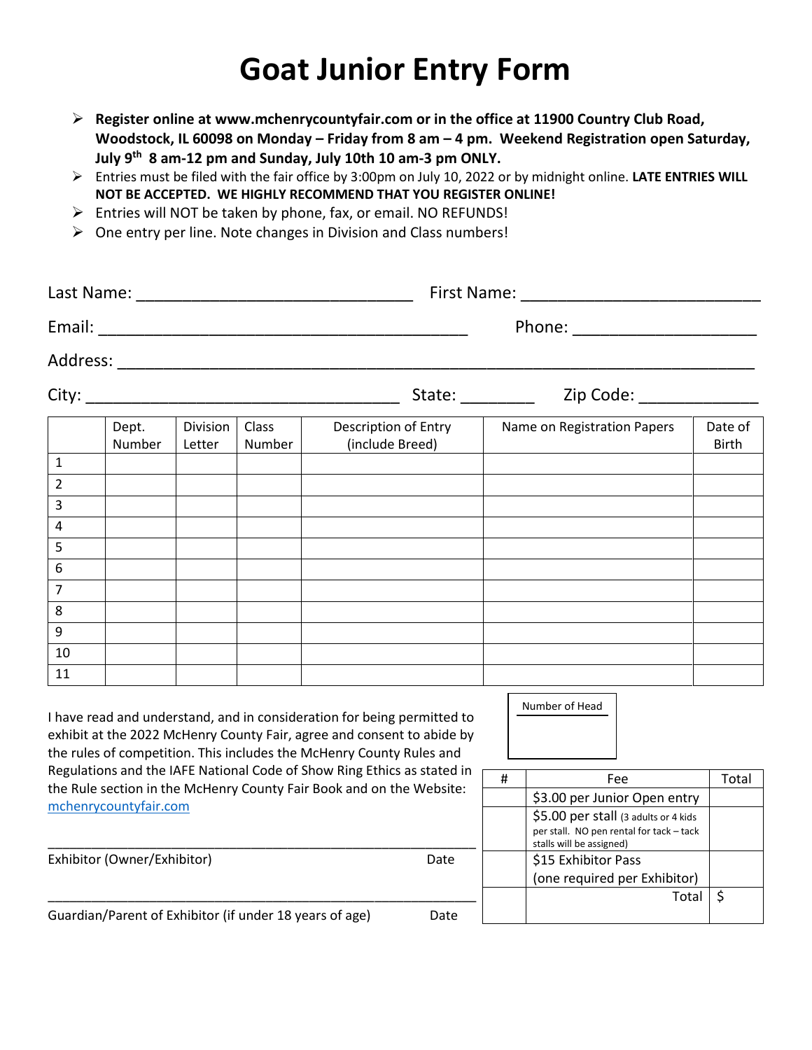# Goat Junior Entry Form

- **Register online at www.mchenrycountyfair.com or in the office at 11900 Country Club Road, Woodstock, IL 60098 on Monday – Friday from 8 am – 4 pm. Weekend Registration open Saturday, July 9th 8 am-12 pm and Sunday, July 10th 10 am-3 pm ONLY.**
- Entries must be filed with the fair office by 3:00pm on July 10, 2022 or by midnight online. **LATE ENTRIES WILL NOT BE ACCEPTED. WE HIGHLY RECOMMEND THAT YOU REGISTER ONLINE!**
- Entries will NOT be taken by phone, fax, or email. NO REFUNDS!
- One entry per line. Note changes in Division and Class numbers!

Last Name: ______________________________ First Name: __________________________

Email: ________________________________________ Phone: ____________________

Address: ______________________________________________________________________

City: __________________________________ State: ________ Zip Code: _____________

| | Dept. Number | Division Letter | Class Number | Description of Entry (include Breed) | Name on Registration Papers | Date of Birth |
|---|---|---|---|---|---|---|
| 1 | | | | | | |
| 2 | | | | | | |
| 3 | | | | | | |
| 4 | | | | | | |
| 5 | | | | | | |
| 6 | | | | | | |
| 7 | | | | | | |
| 8 | | | | | | |
| 9 | | | | | | |
| 10 | | | | | | |
| 11 | | | | | | |

I have read and understand, and in consideration for being permitted to exhibit at the 2022 McHenry County Fair, agree and consent to abide by the rules of competition. This includes the McHenry County Rules and Regulations and the IAFE National Code of Show Ring Ethics as stated in the Rule section in the McHenry County Fair Book and on the Website: mchenrycountyfair.com

___________________________________________________________

Exhibitor (Owner/Exhibitor) Date

___________________________________________________________

Guardian/Parent of Exhibitor (if under 18 years of age) Date

Number of Head

| # | Fee | Total |
|---|---|---|
| | $3.00 per Junior Open entry | |
| | $5.00 per stall (3 adults or 4 kids per stall. NO pen rental for tack – tack stalls will be assigned) | |
| | $15 Exhibitor Pass (one required per Exhibitor) | |
| | Total | $ |